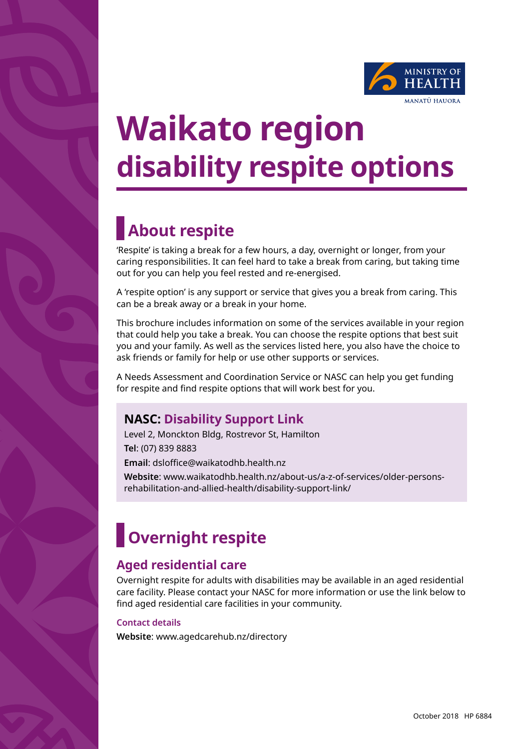# Waikato region disability respite options

## About respite

'Respite' is taking a break for a few hours, a day, overnight or longer, from your caring responsibilities. It can feel hard to take a break from caring, but taking time out for you can help you feel rested and re-energised.

A 'respite option' is any support or service that gives you a break from caring. This can be a break away or a break in your home.

This brochure includes information on some of the services available in your region that could help you take a break. You can choose the respite options that best suit you and your family. As well as the services listed here, you also have the choice to ask friends or family for help or use other supports or services.

A Needs Assessment and Coordination Service or NASC can help you get funding for respite and find respite options that will work best for you.

### NASC: Disability Support Link

Level 2, Monckton Bldg, Rostrevor St, Hamilton

**Tel**: (07) 839 8883

**Email**: dsloffice@waikatodhb.health.nz

**Website**: www.waikatodhb.health.nz/about-us/a-z-of-services/older-persons-rehabilitation-and-allied-health/disability-support-link/

## Overnight respite

### Aged residential care

Overnight respite for adults with disabilities may be available in an aged residential care facility. Please contact your NASC for more information or use the link below to find aged residential care facilities in your community.

#### Contact details

**Website**: www.agedcarehub.nz/directory

October 2018 HP 6884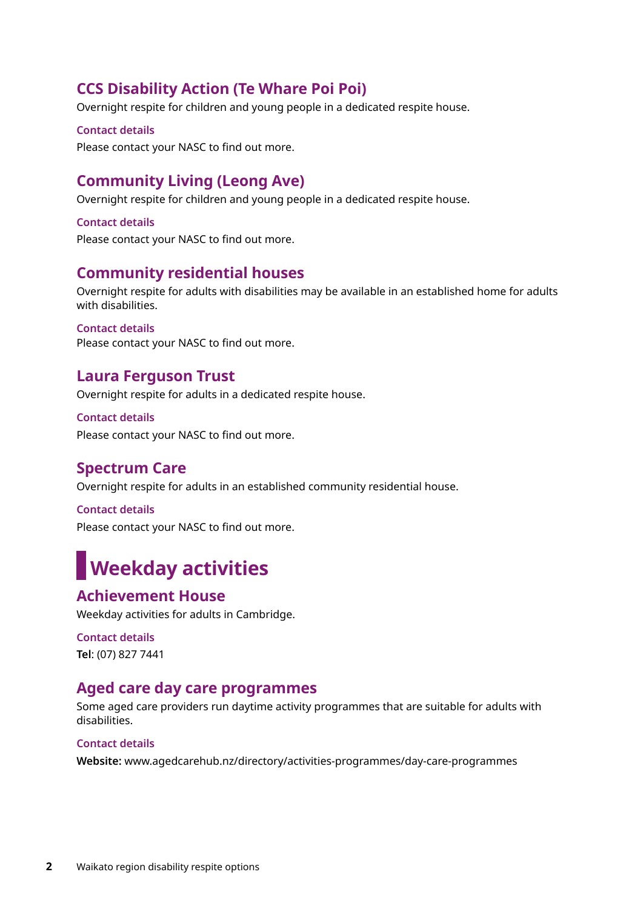### CCS Disability Action (Te Whare Poi Poi)

Overnight respite for children and young people in a dedicated respite house.

#### Contact details

Please contact your NASC to find out more.

### Community Living (Leong Ave)

Overnight respite for children and young people in a dedicated respite house.

#### Contact details

Please contact your NASC to find out more.

### Community residential houses

Overnight respite for adults with disabilities may be available in an established home for adults with disabilities.

#### Contact details

Please contact your NASC to find out more.

### Laura Ferguson Trust

Overnight respite for adults in a dedicated respite house.

#### Contact details

Please contact your NASC to find out more.

### Spectrum Care

Overnight respite for adults in an established community residential house.

#### Contact details

Please contact your NASC to find out more.

## Weekday activities

### Achievement House

Weekday activities for adults in Cambridge.

#### Contact details

**Tel**: (07) 827 7441

### Aged care day care programmes

Some aged care providers run daytime activity programmes that are suitable for adults with disabilities.

#### Contact details

**Website:** www.agedcarehub.nz/directory/activities-programmes/day-care-programmes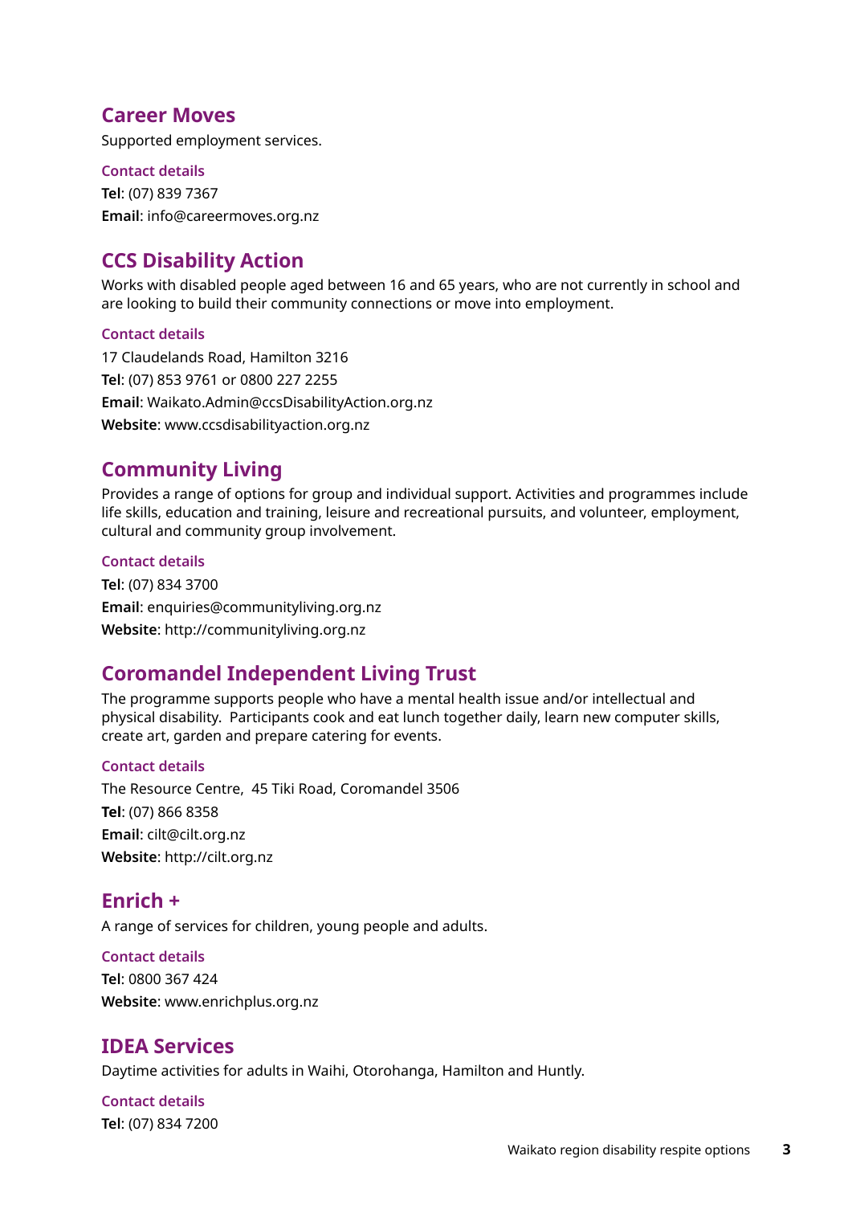## Career Moves

Supported employment services.

### Contact details

**Tel**: (07) 839 7367

**Email**: info@careermoves.org.nz

## CCS Disability Action

Works with disabled people aged between 16 and 65 years, who are not currently in school and are looking to build their community connections or move into employment.

### Contact details

17 Claudelands Road, Hamilton 3216

**Tel**: (07) 853 9761 or 0800 227 2255

**Email**: Waikato.Admin@ccsDisabilityAction.org.nz

**Website**: www.ccsdisabilityaction.org.nz

## Community Living

Provides a range of options for group and individual support. Activities and programmes include life skills, education and training, leisure and recreational pursuits, and volunteer, employment, cultural and community group involvement.

### Contact details

**Tel**: (07) 834 3700

**Email**: enquiries@communityliving.org.nz

**Website**: http://communityliving.org.nz

## Coromandel Independent Living Trust

The programme supports people who have a mental health issue and/or intellectual and physical disability. Participants cook and eat lunch together daily, learn new computer skills, create art, garden and prepare catering for events.

### Contact details

The Resource Centre, 45 Tiki Road, Coromandel 3506

**Tel**: (07) 866 8358

**Email**: cilt@cilt.org.nz

**Website**: http://cilt.org.nz

## Enrich +

A range of services for children, young people and adults.

### Contact details

**Tel**: 0800 367 424

**Website**: www.enrichplus.org.nz

## IDEA Services

Daytime activities for adults in Waihi, Otorohanga, Hamilton and Huntly.

### Contact details

**Tel**: (07) 834 7200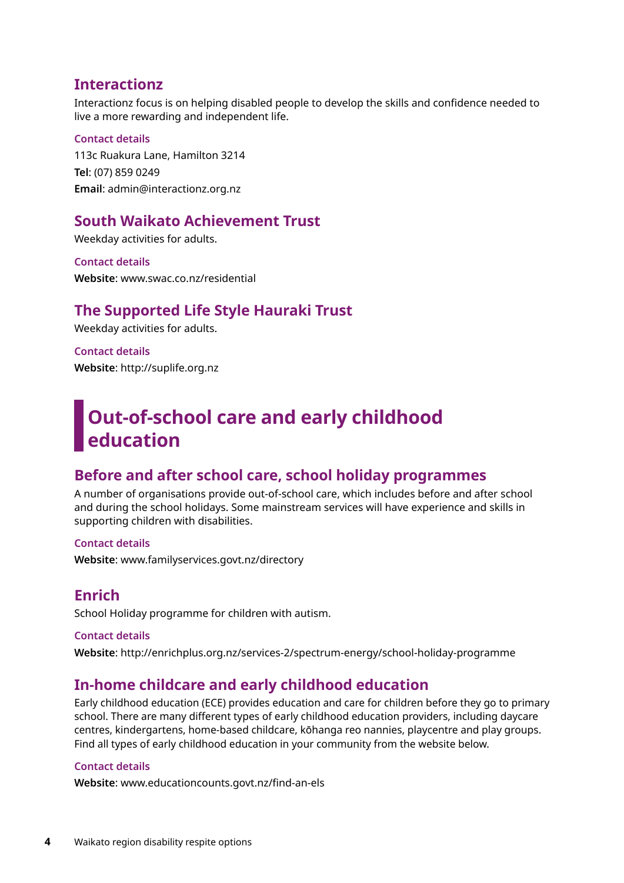### Interactionz

Interactionz focus is on helping disabled people to develop the skills and confidence needed to live a more rewarding and independent life.

#### Contact details

113c Ruakura Lane, Hamilton 3214

**Tel**: (07) 859 0249

**Email**: admin@interactionz.org.nz

### South Waikato Achievement Trust

Weekday activities for adults.

#### Contact details

**Website**: www.swac.co.nz/residential

### The Supported Life Style Hauraki Trust

Weekday activities for adults.

#### Contact details

**Website**: http://suplife.org.nz

## Out-of-school care and early childhood education

### Before and after school care, school holiday programmes

A number of organisations provide out-of-school care, which includes before and after school and during the school holidays. Some mainstream services will have experience and skills in supporting children with disabilities.

#### Contact details

**Website**: www.familyservices.govt.nz/directory

### Enrich

School Holiday programme for children with autism.

#### Contact details

**Website**: http://enrichplus.org.nz/services-2/spectrum-energy/school-holiday-programme

### In-home childcare and early childhood education

Early childhood education (ECE) provides education and care for children before they go to primary school. There are many different types of early childhood education providers, including daycare centres, kindergartens, home-based childcare, kōhanga reo nannies, playcentre and play groups. Find all types of early childhood education in your community from the website below.

#### Contact details

**Website**: www.educationcounts.govt.nz/find-an-els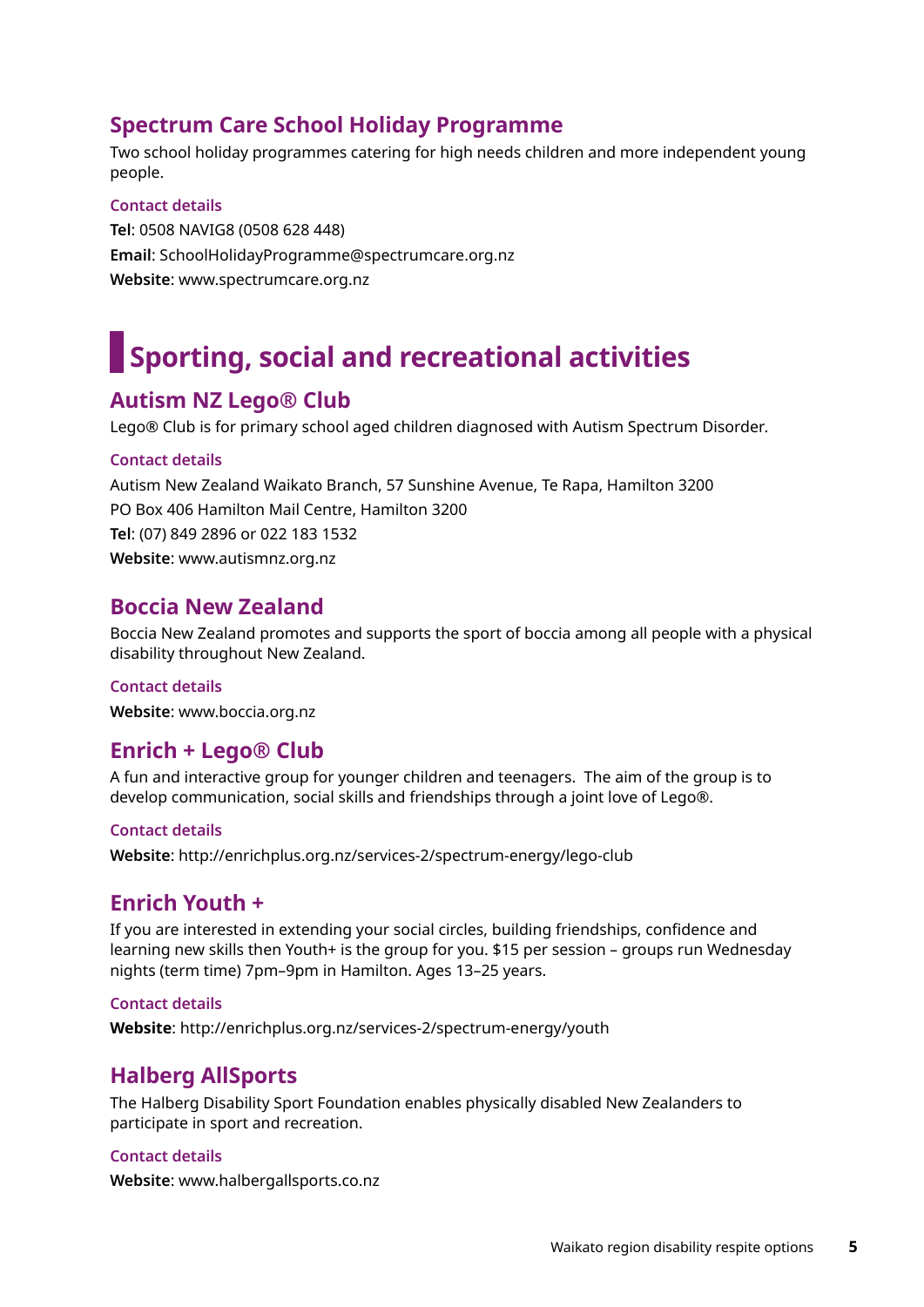### Spectrum Care School Holiday Programme

Two school holiday programmes catering for high needs children and more independent young people.

#### Contact details

**Tel**: 0508 NAVIG8 (0508 628 448)

**Email**: SchoolHolidayProgramme@spectrumcare.org.nz

**Website**: www.spectrumcare.org.nz

## Sporting, social and recreational activities

### Autism NZ Lego® Club

Lego® Club is for primary school aged children diagnosed with Autism Spectrum Disorder.

#### Contact details

Autism New Zealand Waikato Branch, 57 Sunshine Avenue, Te Rapa, Hamilton 3200

PO Box 406 Hamilton Mail Centre, Hamilton 3200

**Tel**: (07) 849 2896 or 022 183 1532

**Website**: www.autismnz.org.nz

### Boccia New Zealand

Boccia New Zealand promotes and supports the sport of boccia among all people with a physical disability throughout New Zealand.

#### Contact details

**Website**: www.boccia.org.nz

### Enrich + Lego® Club

A fun and interactive group for younger children and teenagers. The aim of the group is to develop communication, social skills and friendships through a joint love of Lego®.

#### Contact details

**Website**: http://enrichplus.org.nz/services-2/spectrum-energy/lego-club

### Enrich Youth +

If you are interested in extending your social circles, building friendships, confidence and learning new skills then Youth+ is the group for you. $15 per session – groups run Wednesday nights (term time) 7pm–9pm in Hamilton. Ages 13–25 years.

#### Contact details

**Website**: http://enrichplus.org.nz/services-2/spectrum-energy/youth

### Halberg AllSports

The Halberg Disability Sport Foundation enables physically disabled New Zealanders to participate in sport and recreation.

#### Contact details

**Website**: www.halbergallsports.co.nz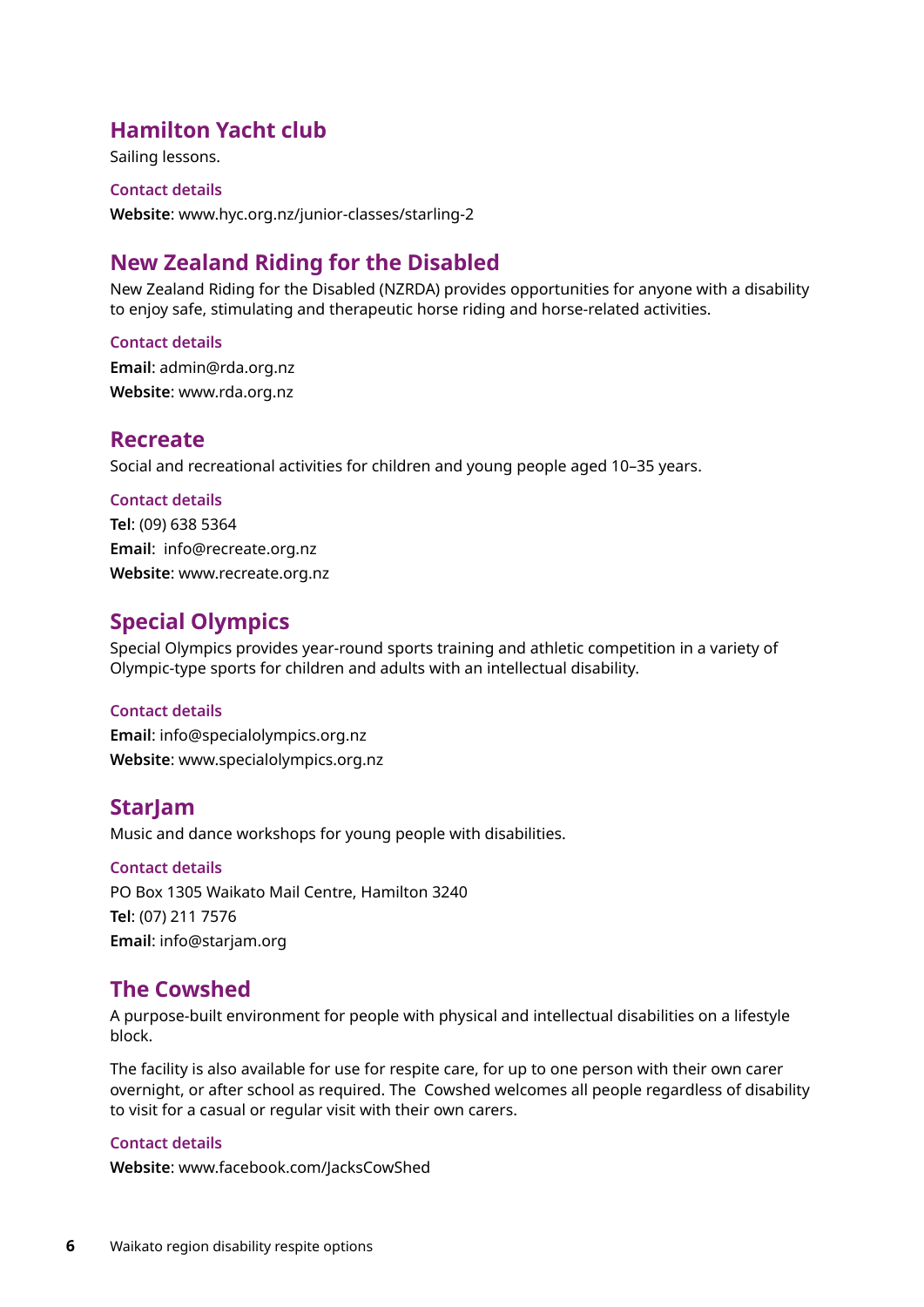## Hamilton Yacht club

Sailing lessons.

### Contact details

**Website**: www.hyc.org.nz/junior-classes/starling-2

## New Zealand Riding for the Disabled

New Zealand Riding for the Disabled (NZRDA) provides opportunities for anyone with a disability to enjoy safe, stimulating and therapeutic horse riding and horse-related activities.

### Contact details

**Email**: admin@rda.org.nz
**Website**: www.rda.org.nz

## Recreate

Social and recreational activities for children and young people aged 10–35 years.

### Contact details

**Tel**: (09) 638 5364
**Email**: info@recreate.org.nz
**Website**: www.recreate.org.nz

## Special Olympics

Special Olympics provides year-round sports training and athletic competition in a variety of Olympic-type sports for children and adults with an intellectual disability.

### Contact details

**Email**: info@specialolympics.org.nz
**Website**: www.specialolympics.org.nz

## StarJam

Music and dance workshops for young people with disabilities.

### Contact details

PO Box 1305 Waikato Mail Centre, Hamilton 3240
**Tel**: (07) 211 7576
**Email**: info@starjam.org

## The Cowshed

A purpose-built environment for people with physical and intellectual disabilities on a lifestyle block.

The facility is also available for use for respite care, for up to one person with their own carer overnight, or after school as required. The Cowshed welcomes all people regardless of disability to visit for a casual or regular visit with their own carers.

### Contact details

**Website**: www.facebook.com/JacksCowShed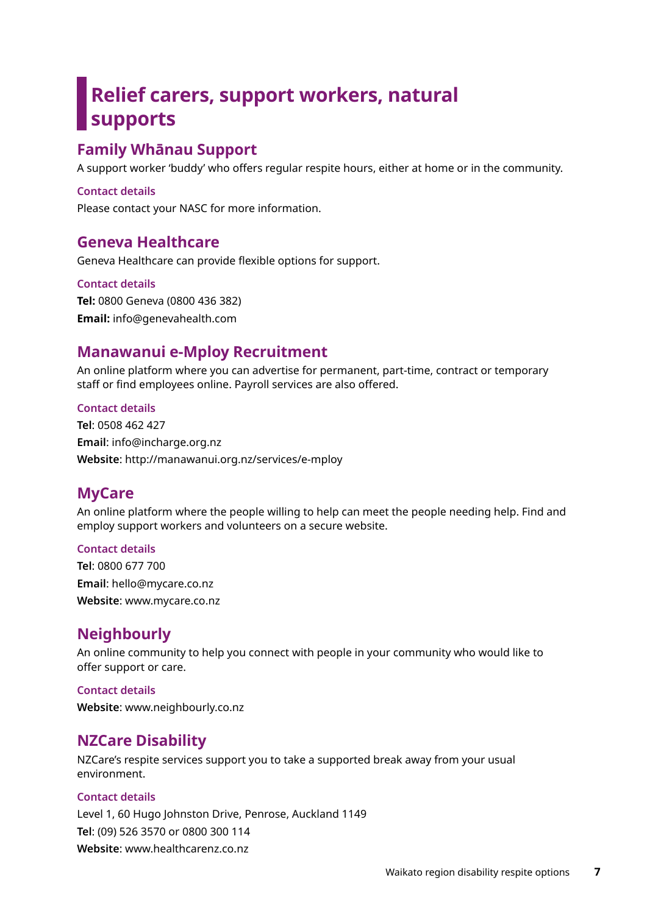# Relief carers, support workers, natural supports

## Family Whānau Support

A support worker 'buddy' who offers regular respite hours, either at home or in the community.

### Contact details

Please contact your NASC for more information.

## Geneva Healthcare

Geneva Healthcare can provide flexible options for support.

### Contact details

**Tel:** 0800 Geneva (0800 436 382)
**Email:** info@genevahealth.com

## Manawanui e-Mploy Recruitment

An online platform where you can advertise for permanent, part-time, contract or temporary staff or find employees online. Payroll services are also offered.

### Contact details

**Tel**: 0508 462 427
**Email**: info@incharge.org.nz
**Website**: http://manawanui.org.nz/services/e-mploy

## MyCare

An online platform where the people willing to help can meet the people needing help. Find and employ support workers and volunteers on a secure website.

### Contact details

**Tel**: 0800 677 700
**Email**: hello@mycare.co.nz
**Website**: www.mycare.co.nz

## Neighbourly

An online community to help you connect with people in your community who would like to offer support or care.

### Contact details

**Website**: www.neighbourly.co.nz

## NZCare Disability

NZCare's respite services support you to take a supported break away from your usual environment.

### Contact details

Level 1, 60 Hugo Johnston Drive, Penrose, Auckland 1149
**Tel**: (09) 526 3570 or 0800 300 114
**Website**: www.healthcarenz.co.nz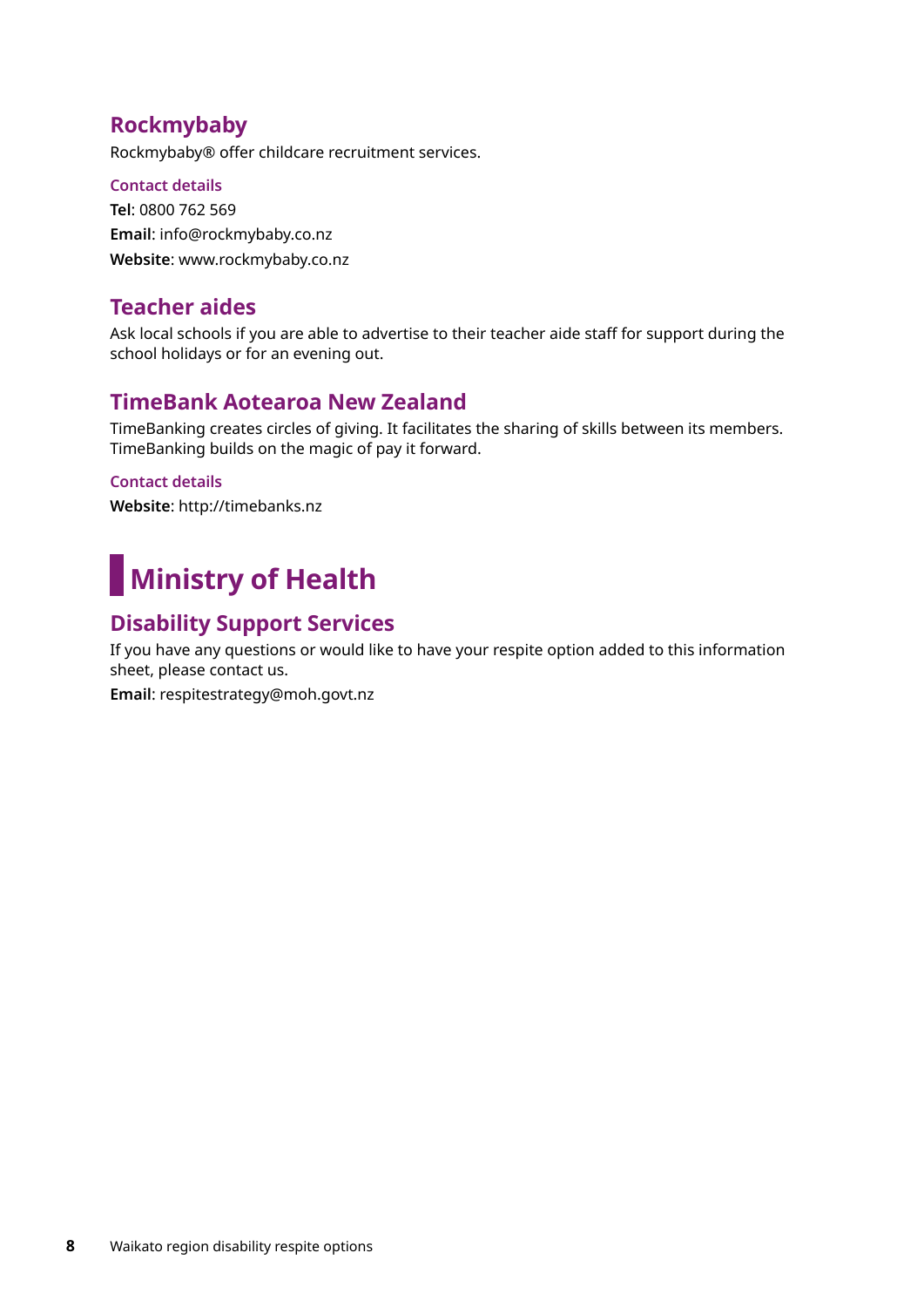### Rockmybaby

Rockmybaby® offer childcare recruitment services.

#### Contact details

**Tel**: 0800 762 569

**Email**: info@rockmybaby.co.nz

**Website**: www.rockmybaby.co.nz

### Teacher aides

Ask local schools if you are able to advertise to their teacher aide staff for support during the school holidays or for an evening out.

### TimeBank Aotearoa New Zealand

TimeBanking creates circles of giving. It facilitates the sharing of skills between its members. TimeBanking builds on the magic of pay it forward.

#### Contact details

**Website**: http://timebanks.nz

## Ministry of Health

### Disability Support Services

If you have any questions or would like to have your respite option added to this information sheet, please contact us.

**Email**: respitestrategy@moh.govt.nz